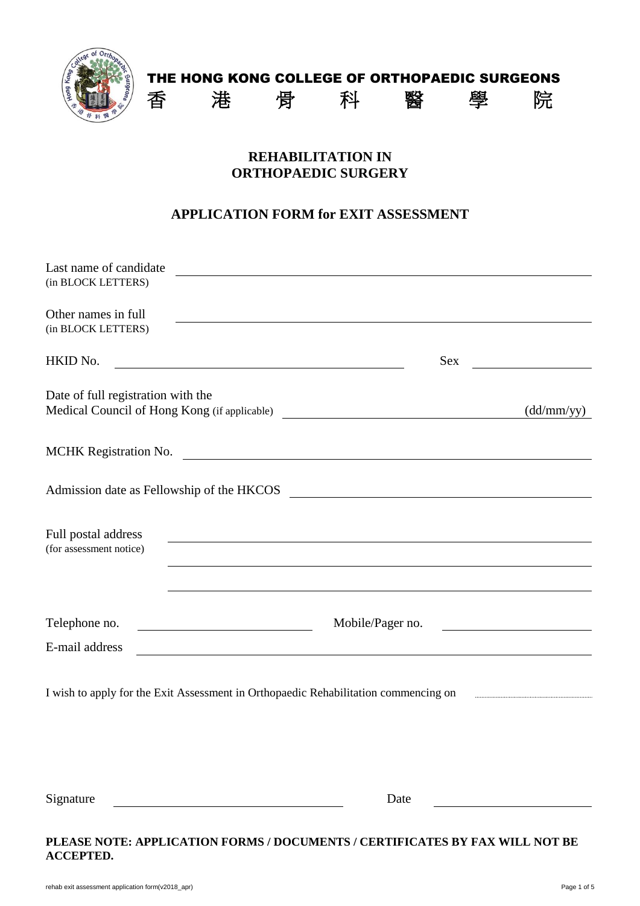**THE HONG KONG COLLEGE OF ORTHOPAEDIC SURGEONS**

香 港 骨 科 醫 學 院

## REHABILITATION IN ORTHOPAEDIC SURGERY

## APPLICATION FORM for EXIT ASSESSMENT

Last name of candidate (in BLOCK LETTERS) ______________________________

Other names in full (in BLOCK LETTERS) ______________________________

HKID No. ______________________ Sex ____________

Date of full registration with the Medical Council of Hong Kong (if applicable) ______________________ (dd/mm/yy)

MCHK Registration No. ______________________________

Admission date as Fellowship of the HKCOS ______________________________

Full postal address (for assessment notice) ______________________________

______________________________

______________________________

Telephone no. ____________________ Mobile/Pager no. ____________________

E-mail address ______________________________

I wish to apply for the Exit Assessment in Orthopaedic Rehabilitation commencing on ....................

Signature ______________________ Date ______________________

**PLEASE NOTE: APPLICATION FORMS / DOCUMENTS / CERTIFICATES BY FAX WILL NOT BE ACCEPTED.**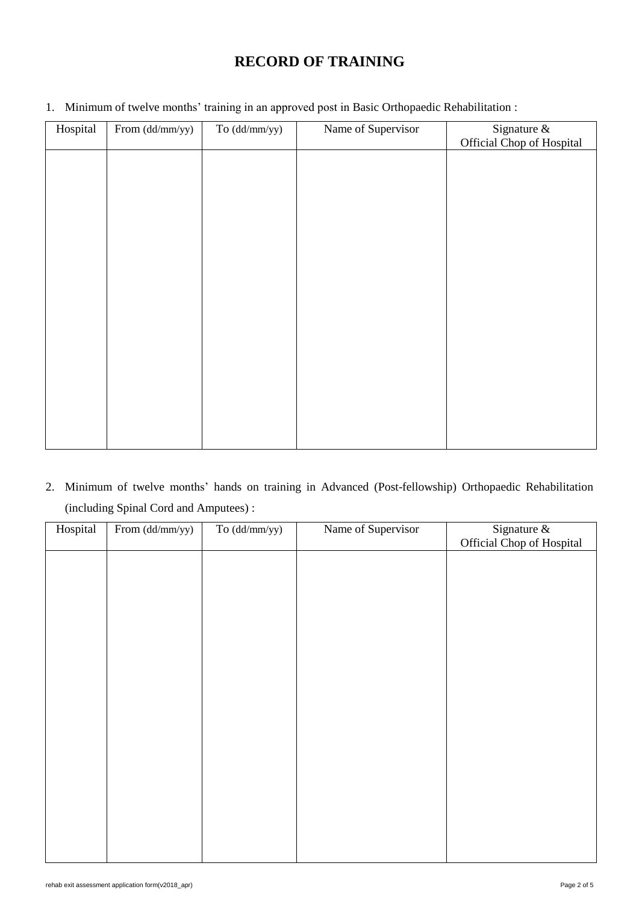# RECORD OF TRAINING

1. Minimum of twelve months' training in an approved post in Basic Orthopaedic Rehabilitation :

| Hospital | From (dd/mm/yy) | To (dd/mm/yy) | Name of Supervisor | Signature & Official Chop of Hospital |
|---|---|---|---|---|
| | | | | |

2. Minimum of twelve months' hands on training in Advanced (Post-fellowship) Orthopaedic Rehabilitation (including Spinal Cord and Amputees) :

| Hospital | From (dd/mm/yy) | To (dd/mm/yy) | Name of Supervisor | Signature & Official Chop of Hospital |
|---|---|---|---|---|
| | | | | |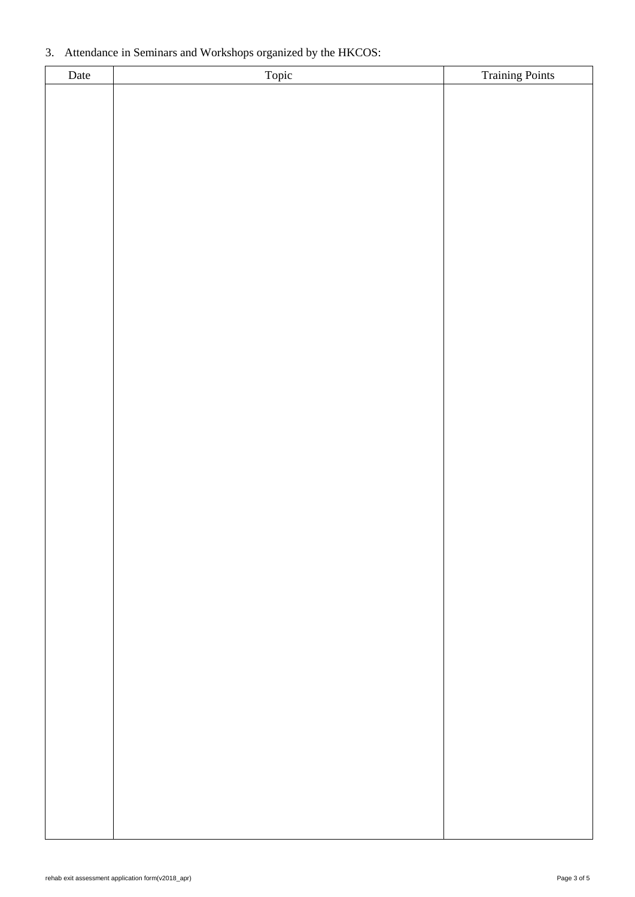3. Attendance in Seminars and Workshops organized by the HKCOS:

| Date | Topic | Training Points |
| --- | --- | --- |
| | | |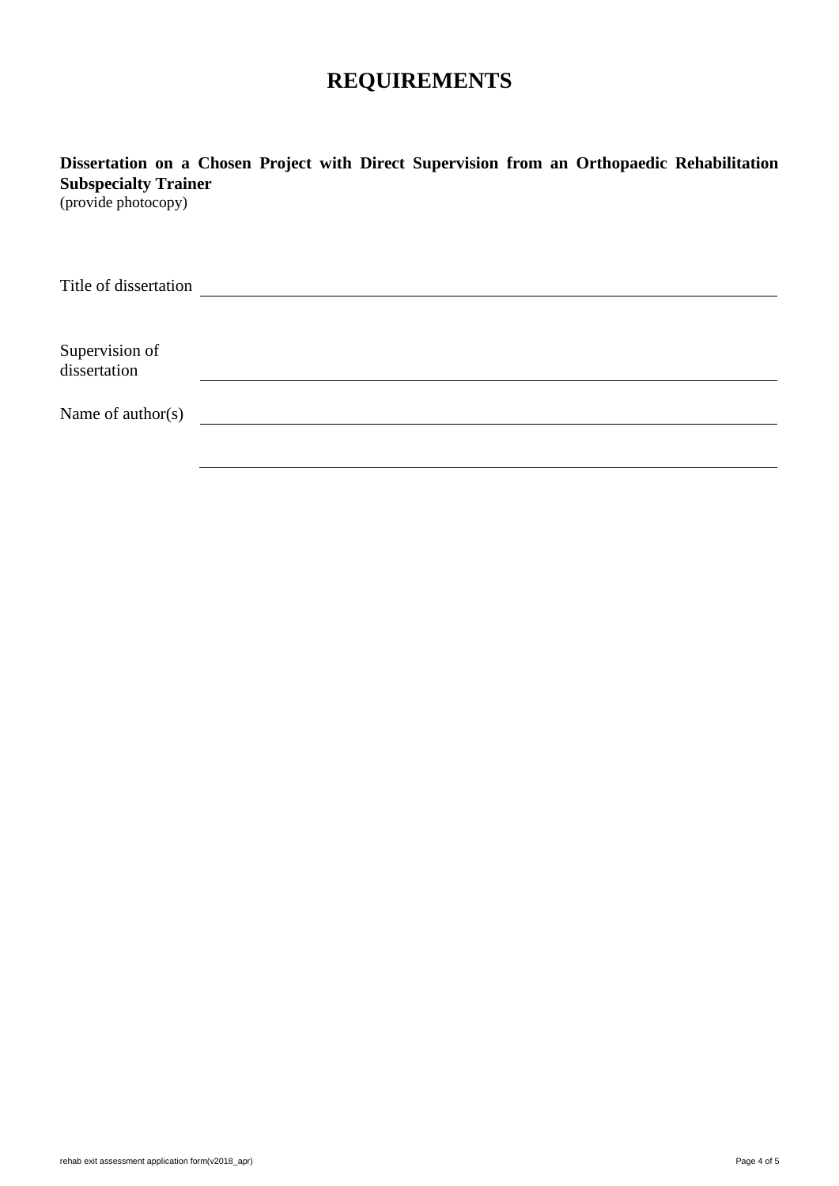# REQUIREMENTS

**Dissertation on a Chosen Project with Direct Supervision from an Orthopaedic Rehabilitation Subspecialty Trainer**
(provide photocopy)

Title of dissertation \_\_\_\_\_\_\_\_\_\_\_\_\_\_\_\_\_\_\_\_\_\_\_\_\_\_\_\_\_\_\_\_\_\_\_\_\_\_\_\_

Supervision of dissertation \_\_\_\_\_\_\_\_\_\_\_\_\_\_\_\_\_\_\_\_\_\_\_\_\_\_\_\_\_\_\_\_\_\_\_\_\_\_\_\_

Name of author(s) \_\_\_\_\_\_\_\_\_\_\_\_\_\_\_\_\_\_\_\_\_\_\_\_\_\_\_\_\_\_\_\_\_\_\_\_\_\_\_\_

\_\_\_\_\_\_\_\_\_\_\_\_\_\_\_\_\_\_\_\_\_\_\_\_\_\_\_\_\_\_\_\_\_\_\_\_\_\_\_\_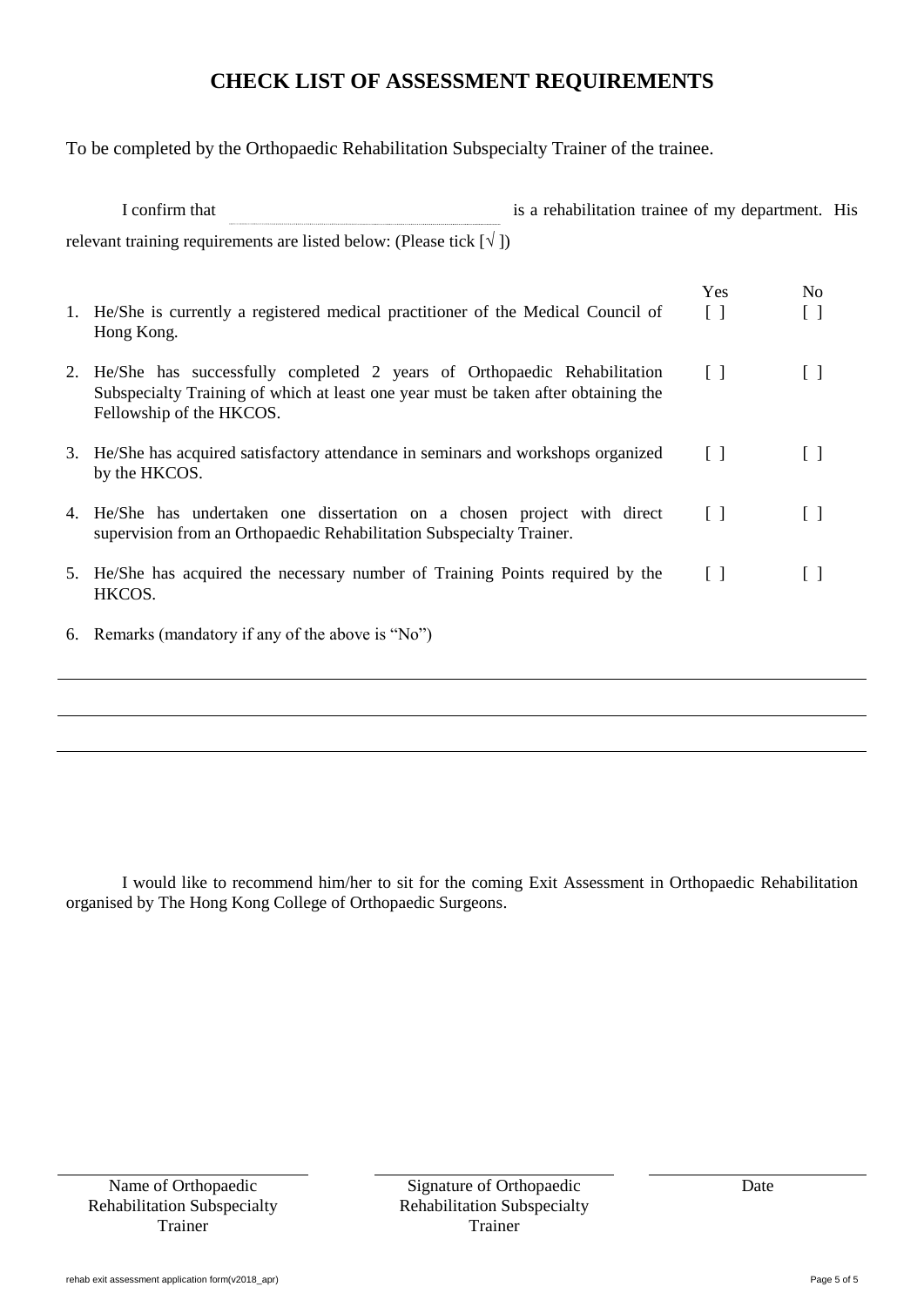# CHECK LIST OF ASSESSMENT REQUIREMENTS

To be completed by the Orthopaedic Rehabilitation Subspecialty Trainer of the trainee.

I confirm that \_\_\_\_\_\_\_\_\_\_\_\_\_\_\_\_\_\_\_\_\_\_\_\_\_\_\_\_\_\_ is a rehabilitation trainee of my department. His relevant training requirements are listed below: (Please tick [√ ])

| | | Yes | No |
|---|---|---|---|
| 1. | He/She is currently a registered medical practitioner of the Medical Council of Hong Kong. | [ ] | [ ] |
| 2. | He/She has successfully completed 2 years of Orthopaedic Rehabilitation Subspecialty Training of which at least one year must be taken after obtaining the Fellowship of the HKCOS. | [ ] | [ ] |
| 3. | He/She has acquired satisfactory attendance in seminars and workshops organized by the HKCOS. | [ ] | [ ] |
| 4. | He/She has undertaken one dissertation on a chosen project with direct supervision from an Orthopaedic Rehabilitation Subspecialty Trainer. | [ ] | [ ] |
| 5. | He/She has acquired the necessary number of Training Points required by the HKCOS. | [ ] | [ ] |

6. Remarks (mandatory if any of the above is "No")

\_\_\_\_\_\_\_\_\_\_\_\_\_\_\_\_\_\_\_\_\_\_\_\_\_\_\_\_\_\_\_\_\_\_\_\_\_\_\_\_\_\_\_\_\_\_\_\_\_\_\_\_\_\_\_\_\_\_\_\_

\_\_\_\_\_\_\_\_\_\_\_\_\_\_\_\_\_\_\_\_\_\_\_\_\_\_\_\_\_\_\_\_\_\_\_\_\_\_\_\_\_\_\_\_\_\_\_\_\_\_\_\_\_\_\_\_\_\_\_\_

\_\_\_\_\_\_\_\_\_\_\_\_\_\_\_\_\_\_\_\_\_\_\_\_\_\_\_\_\_\_\_\_\_\_\_\_\_\_\_\_\_\_\_\_\_\_\_\_\_\_\_\_\_\_\_\_\_\_\_\_

I would like to recommend him/her to sit for the coming Exit Assessment in Orthopaedic Rehabilitation organised by The Hong Kong College of Orthopaedic Surgeons.

| \_\_\_\_\_\_\_\_\_\_\_\_\_\_\_\_\_\_\_\_ | \_\_\_\_\_\_\_\_\_\_\_\_\_\_\_\_\_\_\_\_ | \_\_\_\_\_\_\_\_\_\_\_\_\_\_\_\_\_\_\_\_ |
|---|---|---|
| Name of Orthopaedic Rehabilitation Subspecialty Trainer | Signature of Orthopaedic Rehabilitation Subspecialty Trainer | Date |

rehab exit assessment application form(v2018_apr)